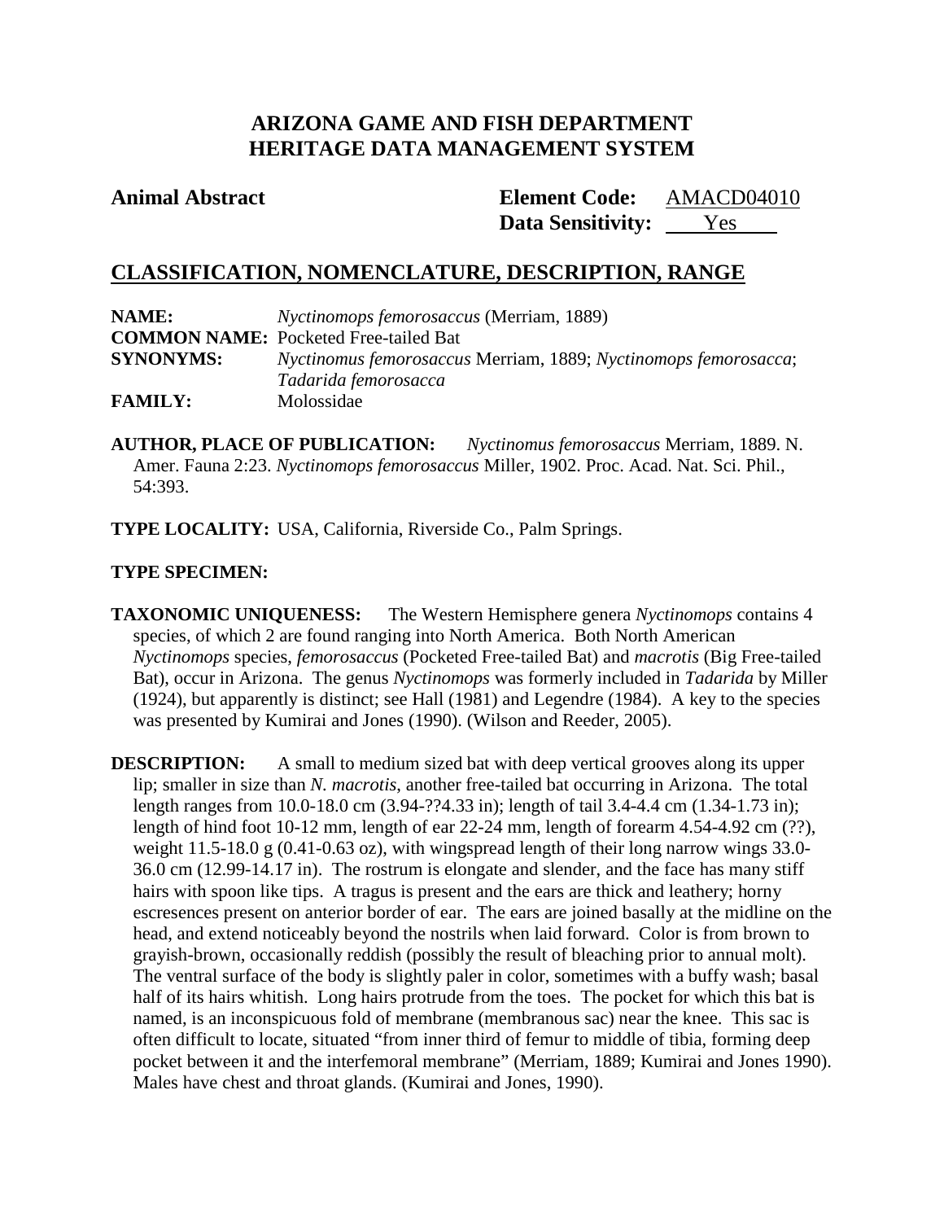# ARIZONA GAME AND FISH DEPARTMENT
# HERITAGE DATA MANAGEMENT SYSTEM

**Animal Abstract** **Element Code:** AMACD04010
**Data Sensitivity:** Yes

## CLASSIFICATION, NOMENCLATURE, DESCRIPTION, RANGE

**NAME:** *Nyctinomops femorosaccus* (Merriam, 1889)
**COMMON NAME:** Pocketed Free-tailed Bat
**SYNONYMS:** *Nyctinomus femorosaccus* Merriam, 1889; *Nyctinomops femorosacca*; *Tadarida femorosacca*
**FAMILY:** Molossidae

**AUTHOR, PLACE OF PUBLICATION:** *Nyctinomus femorosaccus* Merriam, 1889. N. Amer. Fauna 2:23. *Nyctinomops femorosaccus* Miller, 1902. Proc. Acad. Nat. Sci. Phil., 54:393.

**TYPE LOCALITY:** USA, California, Riverside Co., Palm Springs.

**TYPE SPECIMEN:**

**TAXONOMIC UNIQUENESS:** The Western Hemisphere genera *Nyctinomops* contains 4 species, of which 2 are found ranging into North America. Both North American *Nyctinomops* species, *femorosaccus* (Pocketed Free-tailed Bat) and *macrotis* (Big Free-tailed Bat), occur in Arizona. The genus *Nyctinomops* was formerly included in *Tadarida* by Miller (1924), but apparently is distinct; see Hall (1981) and Legendre (1984). A key to the species was presented by Kumirai and Jones (1990). (Wilson and Reeder, 2005).

**DESCRIPTION:** A small to medium sized bat with deep vertical grooves along its upper lip; smaller in size than *N. macrotis*, another free-tailed bat occurring in Arizona. The total length ranges from 10.0-18.0 cm (3.94-??4.33 in); length of tail 3.4-4.4 cm (1.34-1.73 in); length of hind foot 10-12 mm, length of ear 22-24 mm, length of forearm 4.54-4.92 cm (??), weight 11.5-18.0 g (0.41-0.63 oz), with wingspread length of their long narrow wings 33.0-36.0 cm (12.99-14.17 in). The rostrum is elongate and slender, and the face has many stiff hairs with spoon like tips. A tragus is present and the ears are thick and leathery; horny escresences present on anterior border of ear. The ears are joined basally at the midline on the head, and extend noticeably beyond the nostrils when laid forward. Color is from brown to grayish-brown, occasionally reddish (possibly the result of bleaching prior to annual molt). The ventral surface of the body is slightly paler in color, sometimes with a buffy wash; basal half of its hairs whitish. Long hairs protrude from the toes. The pocket for which this bat is named, is an inconspicuous fold of membrane (membranous sac) near the knee. This sac is often difficult to locate, situated "from inner third of femur to middle of tibia, forming deep pocket between it and the interfemoral membrane" (Merriam, 1889; Kumirai and Jones 1990). Males have chest and throat glands. (Kumirai and Jones, 1990).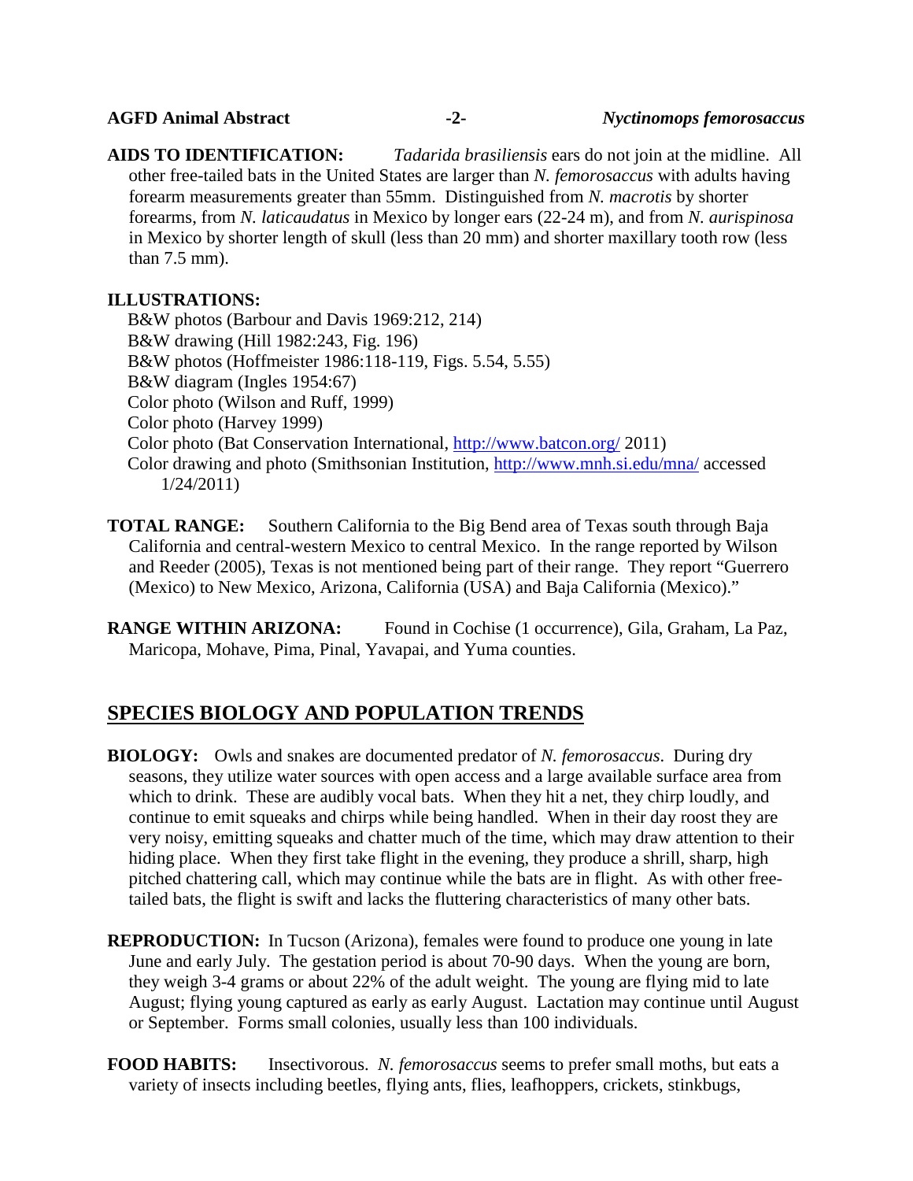**AIDS TO IDENTIFICATION:** *Tadarida brasiliensis* ears do not join at the midline. All other free-tailed bats in the United States are larger than *N. femorosaccus* with adults having forearm measurements greater than 55mm. Distinguished from *N. macrotis* by shorter forearms, from *N. laticaudatus* in Mexico by longer ears (22-24 m), and from *N. aurispinosa* in Mexico by shorter length of skull (less than 20 mm) and shorter maxillary tooth row (less than 7.5 mm).

**ILLUSTRATIONS:**

B&W photos (Barbour and Davis 1969:212, 214)
B&W drawing (Hill 1982:243, Fig. 196)
B&W photos (Hoffmeister 1986:118-119, Figs. 5.54, 5.55)
B&W diagram (Ingles 1954:67)
Color photo (Wilson and Ruff, 1999)
Color photo (Harvey 1999)
Color photo (Bat Conservation International, http://www.batcon.org/ 2011)
Color drawing and photo (Smithsonian Institution, http://www.mnh.si.edu/mna/ accessed 1/24/2011)

**TOTAL RANGE:** Southern California to the Big Bend area of Texas south through Baja California and central-western Mexico to central Mexico. In the range reported by Wilson and Reeder (2005), Texas is not mentioned being part of their range. They report "Guerrero (Mexico) to New Mexico, Arizona, California (USA) and Baja California (Mexico)."

**RANGE WITHIN ARIZONA:** Found in Cochise (1 occurrence), Gila, Graham, La Paz, Maricopa, Mohave, Pima, Pinal, Yavapai, and Yuma counties.

## SPECIES BIOLOGY AND POPULATION TRENDS

**BIOLOGY:** Owls and snakes are documented predator of *N. femorosaccus*. During dry seasons, they utilize water sources with open access and a large available surface area from which to drink. These are audibly vocal bats. When they hit a net, they chirp loudly, and continue to emit squeaks and chirps while being handled. When in their day roost they are very noisy, emitting squeaks and chatter much of the time, which may draw attention to their hiding place. When they first take flight in the evening, they produce a shrill, sharp, high pitched chattering call, which may continue while the bats are in flight. As with other free-tailed bats, the flight is swift and lacks the fluttering characteristics of many other bats.

**REPRODUCTION:** In Tucson (Arizona), females were found to produce one young in late June and early July. The gestation period is about 70-90 days. When the young are born, they weigh 3-4 grams or about 22% of the adult weight. The young are flying mid to late August; flying young captured as early as early August. Lactation may continue until August or September. Forms small colonies, usually less than 100 individuals.

**FOOD HABITS:** Insectivorous. *N. femorosaccus* seems to prefer small moths, but eats a variety of insects including beetles, flying ants, flies, leafhoppers, crickets, stinkbugs,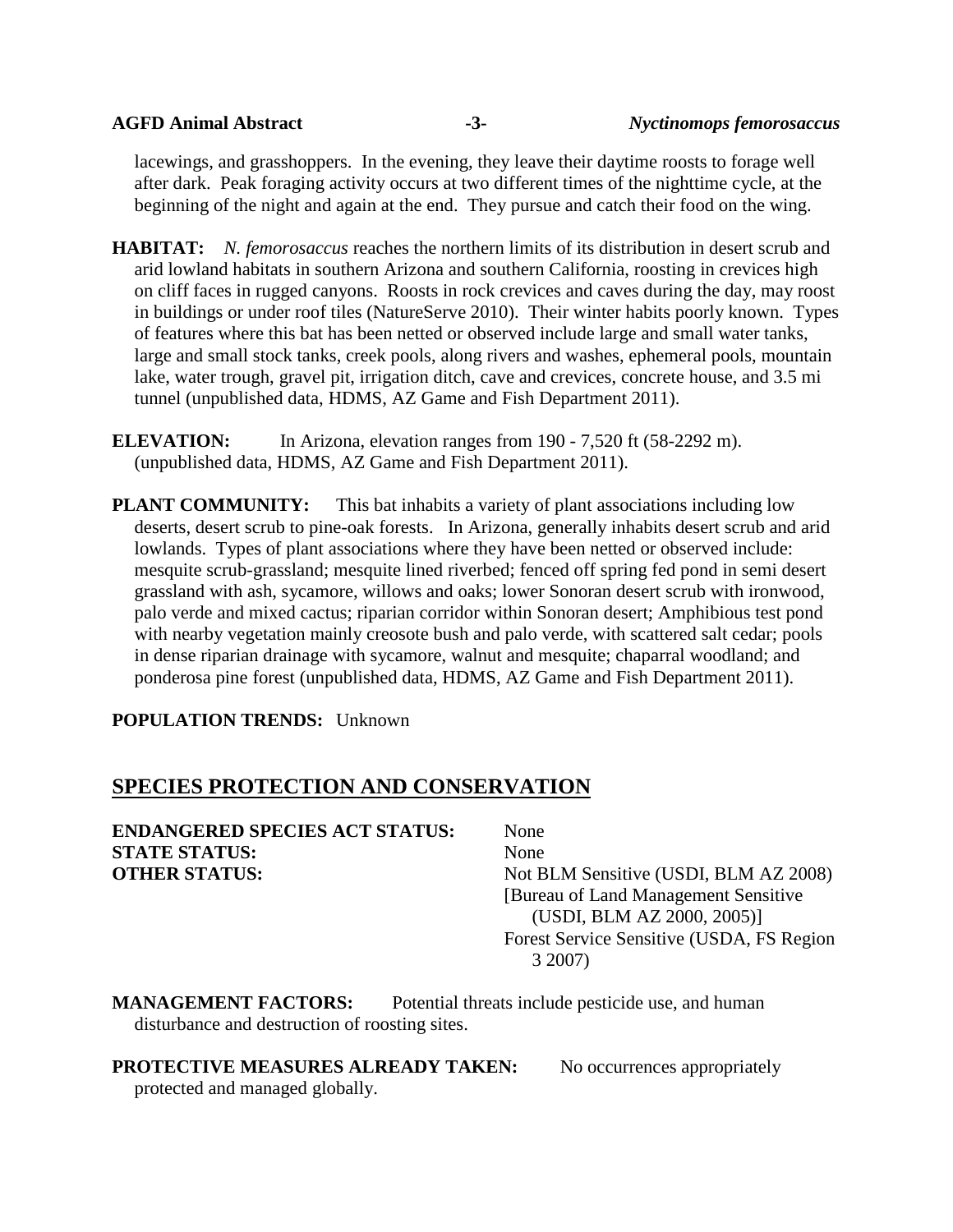lacewings, and grasshoppers. In the evening, they leave their daytime roosts to forage well after dark. Peak foraging activity occurs at two different times of the nighttime cycle, at the beginning of the night and again at the end. They pursue and catch their food on the wing.

**HABITAT:** *N. femorosaccus* reaches the northern limits of its distribution in desert scrub and arid lowland habitats in southern Arizona and southern California, roosting in crevices high on cliff faces in rugged canyons. Roosts in rock crevices and caves during the day, may roost in buildings or under roof tiles (NatureServe 2010). Their winter habits poorly known. Types of features where this bat has been netted or observed include large and small water tanks, large and small stock tanks, creek pools, along rivers and washes, ephemeral pools, mountain lake, water trough, gravel pit, irrigation ditch, cave and crevices, concrete house, and 3.5 mi tunnel (unpublished data, HDMS, AZ Game and Fish Department 2011).

**ELEVATION:** In Arizona, elevation ranges from 190 - 7,520 ft (58-2292 m). (unpublished data, HDMS, AZ Game and Fish Department 2011).

**PLANT COMMUNITY:** This bat inhabits a variety of plant associations including low deserts, desert scrub to pine-oak forests. In Arizona, generally inhabits desert scrub and arid lowlands. Types of plant associations where they have been netted or observed include: mesquite scrub-grassland; mesquite lined riverbed; fenced off spring fed pond in semi desert grassland with ash, sycamore, willows and oaks; lower Sonoran desert scrub with ironwood, palo verde and mixed cactus; riparian corridor within Sonoran desert; Amphibious test pond with nearby vegetation mainly creosote bush and palo verde, with scattered salt cedar; pools in dense riparian drainage with sycamore, walnut and mesquite; chaparral woodland; and ponderosa pine forest (unpublished data, HDMS, AZ Game and Fish Department 2011).

**POPULATION TRENDS:** Unknown

## SPECIES PROTECTION AND CONSERVATION

**ENDANGERED SPECIES ACT STATUS:** None

**STATE STATUS:** None

**OTHER STATUS:** Not BLM Sensitive (USDI, BLM AZ 2008)
[Bureau of Land Management Sensitive (USDI, BLM AZ 2000, 2005)]
Forest Service Sensitive (USDA, FS Region 3 2007)

**MANAGEMENT FACTORS:** Potential threats include pesticide use, and human disturbance and destruction of roosting sites.

**PROTECTIVE MEASURES ALREADY TAKEN:** No occurrences appropriately protected and managed globally.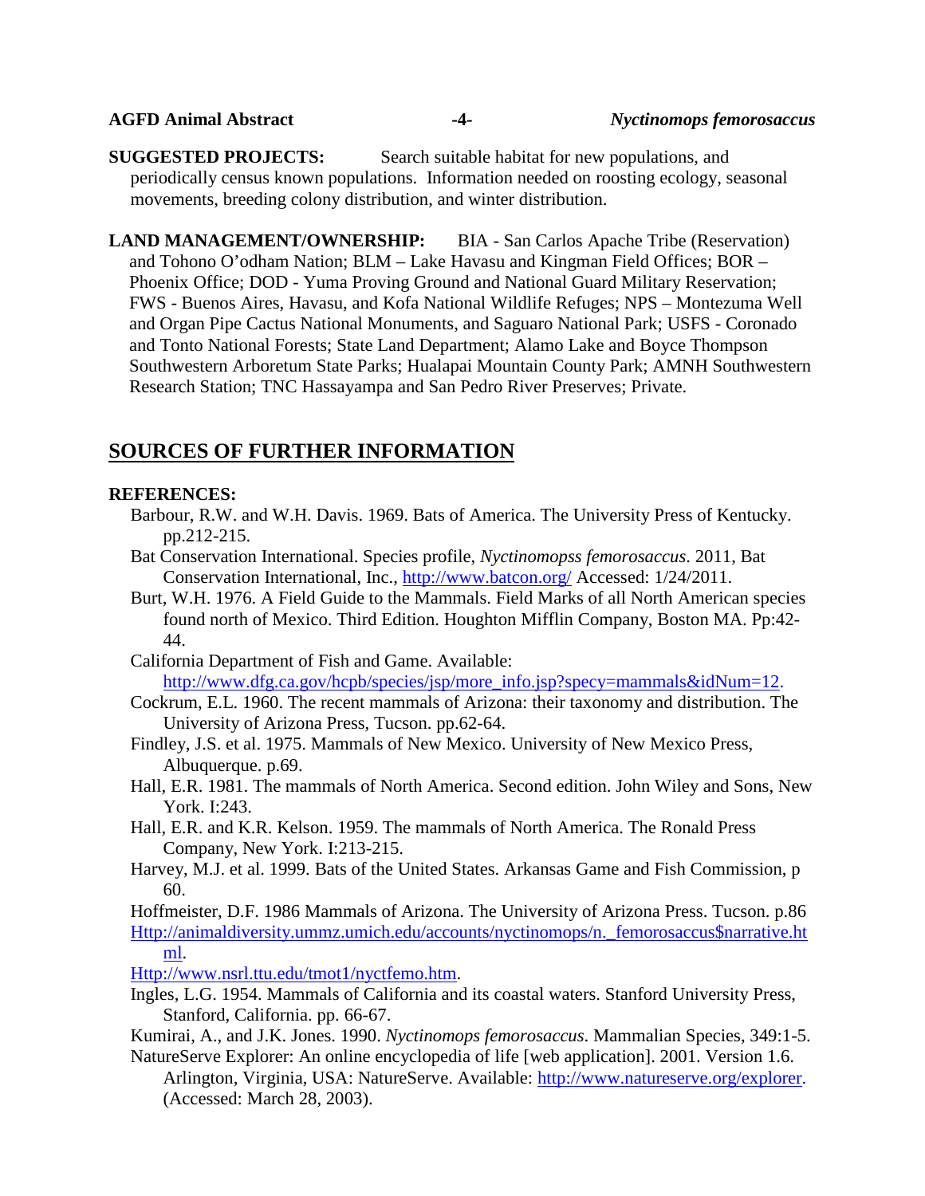**SUGGESTED PROJECTS:** Search suitable habitat for new populations, and periodically census known populations. Information needed on roosting ecology, seasonal movements, breeding colony distribution, and winter distribution.

**LAND MANAGEMENT/OWNERSHIP:** BIA - San Carlos Apache Tribe (Reservation) and Tohono O'odham Nation; BLM – Lake Havasu and Kingman Field Offices; BOR – Phoenix Office; DOD - Yuma Proving Ground and National Guard Military Reservation; FWS - Buenos Aires, Havasu, and Kofa National Wildlife Refuges; NPS – Montezuma Well and Organ Pipe Cactus National Monuments, and Saguaro National Park; USFS - Coronado and Tonto National Forests; State Land Department; Alamo Lake and Boyce Thompson Southwestern Arboretum State Parks; Hualapai Mountain County Park; AMNH Southwestern Research Station; TNC Hassayampa and San Pedro River Preserves; Private.

## SOURCES OF FURTHER INFORMATION

**REFERENCES:**

Barbour, R.W. and W.H. Davis. 1969. Bats of America. The University Press of Kentucky. pp.212-215.

Bat Conservation International. Species profile, *Nyctinomopss femorosaccus*. 2011, Bat Conservation International, Inc., http://www.batcon.org/ Accessed: 1/24/2011.

Burt, W.H. 1976. A Field Guide to the Mammals. Field Marks of all North American species found north of Mexico. Third Edition. Houghton Mifflin Company, Boston MA. Pp:42-44.

California Department of Fish and Game. Available: http://www.dfg.ca.gov/hcpb/species/jsp/more_info.jsp?specy=mammals&idNum=12.

Cockrum, E.L. 1960. The recent mammals of Arizona: their taxonomy and distribution. The University of Arizona Press, Tucson. pp.62-64.

Findley, J.S. et al. 1975. Mammals of New Mexico. University of New Mexico Press, Albuquerque. p.69.

Hall, E.R. 1981. The mammals of North America. Second edition. John Wiley and Sons, New York. I:243.

Hall, E.R. and K.R. Kelson. 1959. The mammals of North America. The Ronald Press Company, New York. I:213-215.

Harvey, M.J. et al. 1999. Bats of the United States. Arkansas Game and Fish Commission, p 60.

Hoffmeister, D.F. 1986 Mammals of Arizona. The University of Arizona Press. Tucson. p.86

Http://animaldiversity.ummz.umich.edu/accounts/nyctinomops/n._femorosaccus$narrative.html.

Http://www.nsrl.ttu.edu/tmot1/nyctfemo.htm.

Ingles, L.G. 1954. Mammals of California and its coastal waters. Stanford University Press, Stanford, California. pp. 66-67.

Kumirai, A., and J.K. Jones. 1990. *Nyctinomops femorosaccus*. Mammalian Species, 349:1-5.

NatureServe Explorer: An online encyclopedia of life [web application]. 2001. Version 1.6. Arlington, Virginia, USA: NatureServe. Available: http://www.natureserve.org/explorer. (Accessed: March 28, 2003).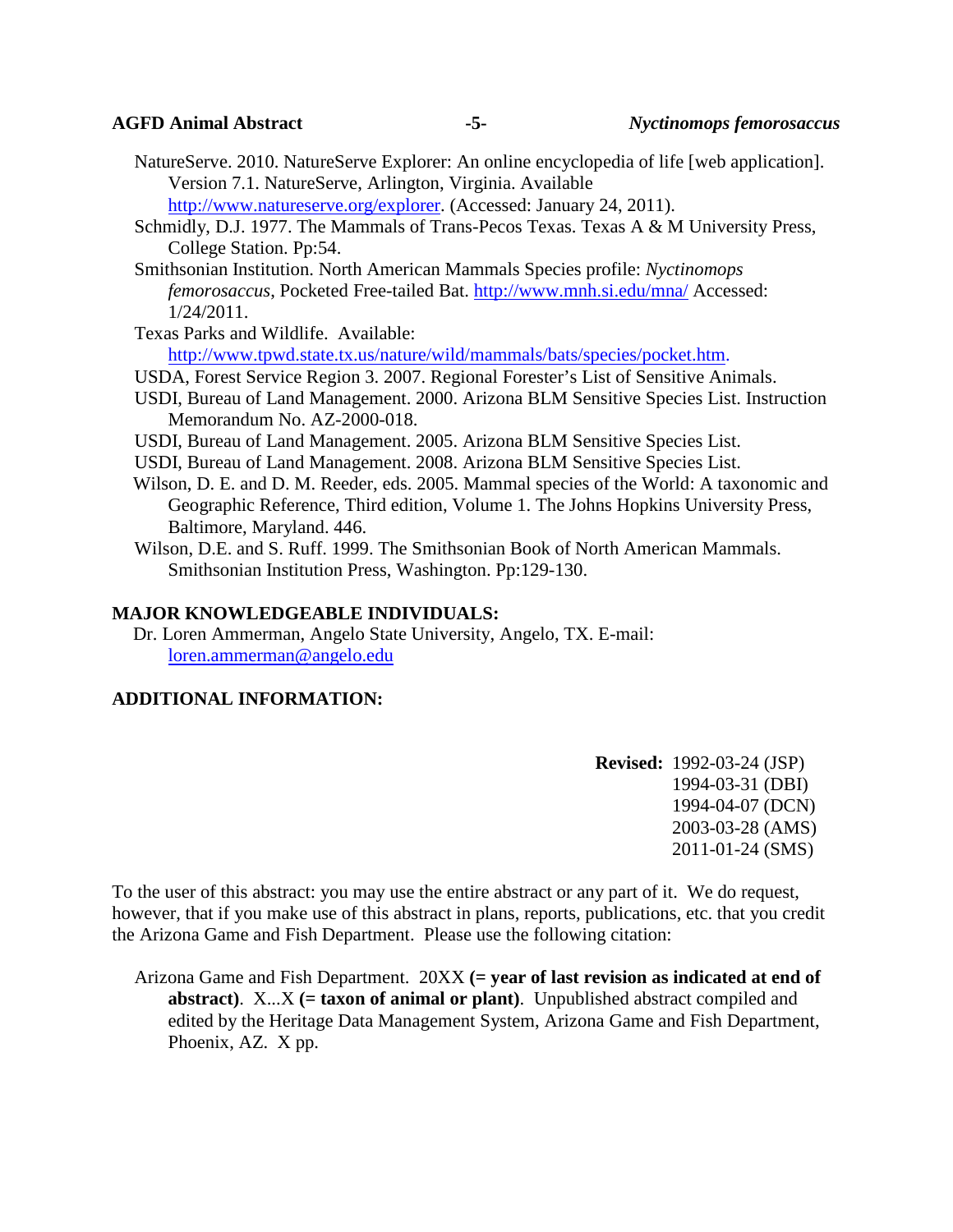NatureServe. 2010. NatureServe Explorer: An online encyclopedia of life [web application]. Version 7.1. NatureServe, Arlington, Virginia. Available http://www.natureserve.org/explorer. (Accessed: January 24, 2011).

Schmidly, D.J. 1977. The Mammals of Trans-Pecos Texas. Texas A & M University Press, College Station. Pp:54.

Smithsonian Institution. North American Mammals Species profile: *Nyctinomops femorosaccus*, Pocketed Free-tailed Bat. http://www.mnh.si.edu/mna/ Accessed: 1/24/2011.

Texas Parks and Wildlife. Available: http://www.tpwd.state.tx.us/nature/wild/mammals/bats/species/pocket.htm.

USDA, Forest Service Region 3. 2007. Regional Forester's List of Sensitive Animals.

USDI, Bureau of Land Management. 2000. Arizona BLM Sensitive Species List. Instruction Memorandum No. AZ-2000-018.

USDI, Bureau of Land Management. 2005. Arizona BLM Sensitive Species List.

USDI, Bureau of Land Management. 2008. Arizona BLM Sensitive Species List.

Wilson, D. E. and D. M. Reeder, eds. 2005. Mammal species of the World: A taxonomic and Geographic Reference, Third edition, Volume 1. The Johns Hopkins University Press, Baltimore, Maryland. 446.

Wilson, D.E. and S. Ruff. 1999. The Smithsonian Book of North American Mammals. Smithsonian Institution Press, Washington. Pp:129-130.

## MAJOR KNOWLEDGEABLE INDIVIDUALS:

Dr. Loren Ammerman, Angelo State University, Angelo, TX. E-mail: loren.ammerman@angelo.edu

## ADDITIONAL INFORMATION:

**Revised:** 1992-03-24 (JSP)
1994-03-31 (DBI)
1994-04-07 (DCN)
2003-03-28 (AMS)
2011-01-24 (SMS)

To the user of this abstract: you may use the entire abstract or any part of it. We do request, however, that if you make use of this abstract in plans, reports, publications, etc. that you credit the Arizona Game and Fish Department. Please use the following citation:

Arizona Game and Fish Department. 20XX **(= year of last revision as indicated at end of abstract)**. X...X **(= taxon of animal or plant)**. Unpublished abstract compiled and edited by the Heritage Data Management System, Arizona Game and Fish Department, Phoenix, AZ. X pp.